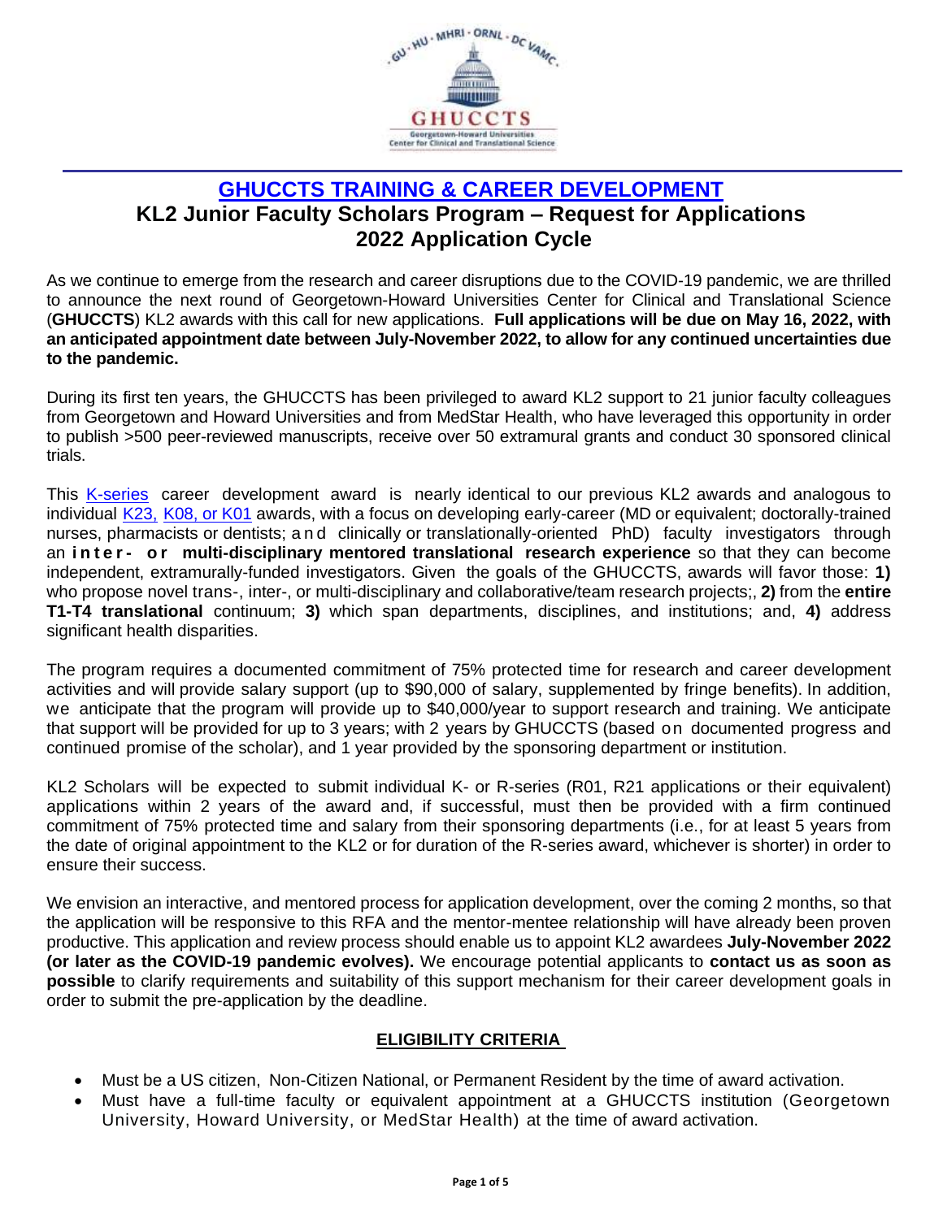## GHUCCTS TRAINING & CAREER DEVELOPMENT

# KL2 Junior Faculty Scholars Program – Request for Applications 2022 Application Cycle

As we continue to emerge from the research and career disruptions due to the COVID-19 pandemic, we are thrilled to announce the next round of Georgetown-Howard Universities Center for Clinical and Translational Science (**GHUCCTS**) KL2 awards with this call for new applications. **Full applications will be due on May 16, 2022, with an anticipated appointment date between July-November 2022, to allow for any continued uncertainties due to the pandemic.**

During its first ten years, the GHUCCTS has been privileged to award KL2 support to 21 junior faculty colleagues from Georgetown and Howard Universities and from MedStar Health, who have leveraged this opportunity in order to publish >500 peer-reviewed manuscripts, receive over 50 extramural grants and conduct 30 sponsored clinical trials.

This K-series career development award is nearly identical to our previous KL2 awards and analogous to individual K23, K08, or K01 awards, with a focus on developing early-career (MD or equivalent; doctorally-trained nurses, pharmacists or dentists; and clinically or translationally-oriented PhD) faculty investigators through an **inter- or multi-disciplinary mentored translational research experience** so that they can become independent, extramurally-funded investigators. Given the goals of the GHUCCTS, awards will favor those: **1)** who propose novel trans-, inter-, or multi-disciplinary and collaborative/team research projects;, **2)** from the **entire T1-T4 translational** continuum; **3)** which span departments, disciplines, and institutions; and, **4)** address significant health disparities.

The program requires a documented commitment of 75% protected time for research and career development activities and will provide salary support (up to $90,000 of salary, supplemented by fringe benefits). In addition, we anticipate that the program will provide up to $40,000/year to support research and training. We anticipate that support will be provided for up to 3 years; with 2 years by GHUCCTS (based on documented progress and continued promise of the scholar), and 1 year provided by the sponsoring department or institution.

KL2 Scholars will be expected to submit individual K- or R-series (R01, R21 applications or their equivalent) applications within 2 years of the award and, if successful, must then be provided with a firm continued commitment of 75% protected time and salary from their sponsoring departments (i.e., for at least 5 years from the date of original appointment to the KL2 or for duration of the R-series award, whichever is shorter) in order to ensure their success.

We envision an interactive, and mentored process for application development, over the coming 2 months, so that the application will be responsive to this RFA and the mentor-mentee relationship will have already been proven productive. This application and review process should enable us to appoint KL2 awardees **July-November 2022 (or later as the COVID-19 pandemic evolves).** We encourage potential applicants to **contact us as soon as possible** to clarify requirements and suitability of this support mechanism for their career development goals in order to submit the pre-application by the deadline.

### ELIGIBILITY CRITERIA

- Must be a US citizen, Non-Citizen National, or Permanent Resident by the time of award activation.
- Must have a full-time faculty or equivalent appointment at a GHUCCTS institution (Georgetown University, Howard University, or MedStar Health) at the time of award activation.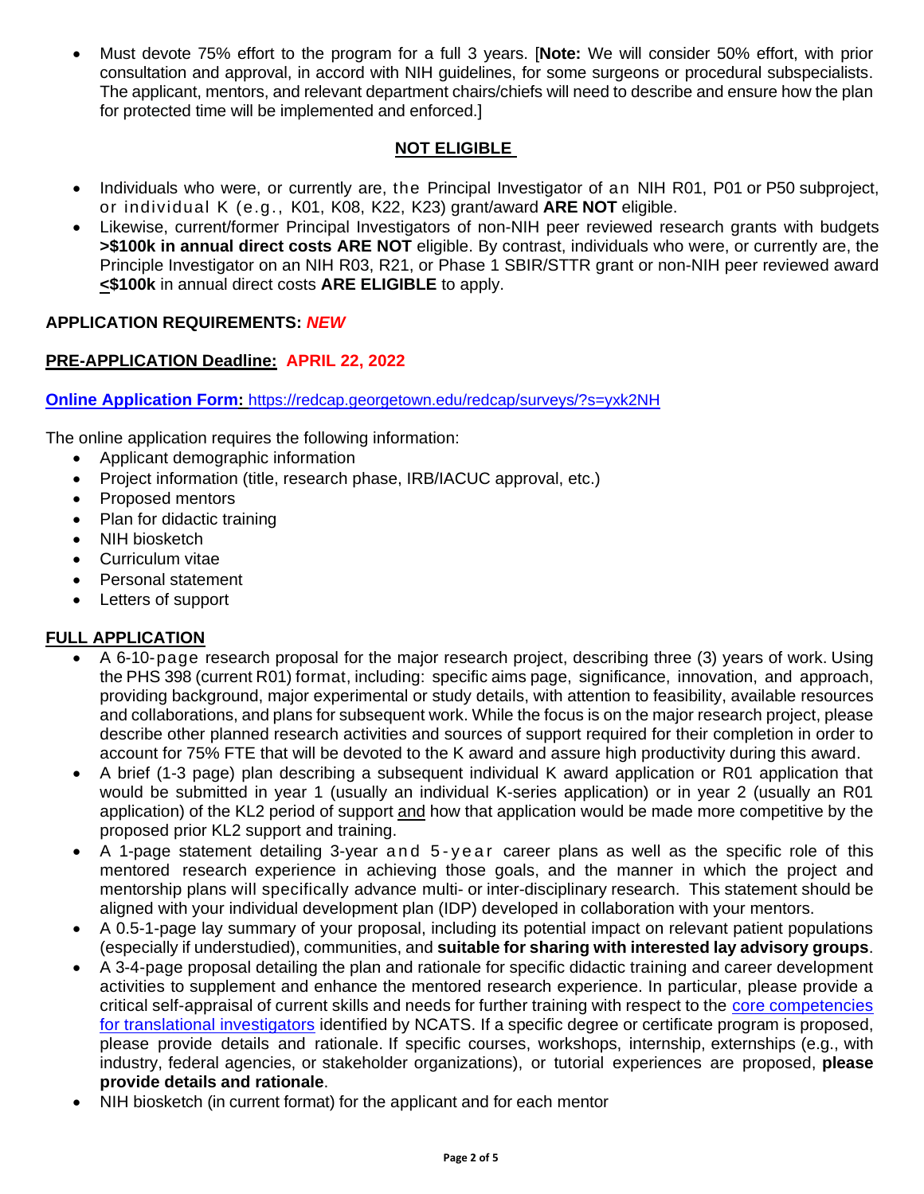- Must devote 75% effort to the program for a full 3 years. [**Note:** We will consider 50% effort, with prior consultation and approval, in accord with NIH guidelines, for some surgeons or procedural subspecialists. The applicant, mentors, and relevant department chairs/chiefs will need to describe and ensure how the plan for protected time will be implemented and enforced.]

## NOT ELIGIBLE

- Individuals who were, or currently are, the Principal Investigator of an NIH R01, P01 or P50 subproject, or individual K (e.g., K01, K08, K22, K23) grant/award **ARE NOT** eligible.
- Likewise, current/former Principal Investigators of non-NIH peer reviewed research grants with budgets **>$100k in annual direct costs ARE NOT** eligible. By contrast, individuals who were, or currently are, the Principle Investigator on an NIH R03, R21, or Phase 1 SBIR/STTR grant or non-NIH peer reviewed award **<$100k** in annual direct costs **ARE ELIGIBLE** to apply.

## APPLICATION REQUIREMENTS: *NEW*

**PRE-APPLICATION Deadline: APRIL 22, 2022**

**Online Application Form:** https://redcap.georgetown.edu/redcap/surveys/?s=yxk2NH

The online application requires the following information:

- Applicant demographic information
- Project information (title, research phase, IRB/IACUC approval, etc.)
- Proposed mentors
- Plan for didactic training
- NIH biosketch
- Curriculum vitae
- Personal statement
- Letters of support

## FULL APPLICATION

- A 6-10-page research proposal for the major research project, describing three (3) years of work. Using the PHS 398 (current R01) format, including: specific aims page, significance, innovation, and approach, providing background, major experimental or study details, with attention to feasibility, available resources and collaborations, and plans for subsequent work. While the focus is on the major research project, please describe other planned research activities and sources of support required for their completion in order to account for 75% FTE that will be devoted to the K award and assure high productivity during this award.
- A brief (1-3 page) plan describing a subsequent individual K award application or R01 application that would be submitted in year 1 (usually an individual K-series application) or in year 2 (usually an R01 application) of the KL2 period of support and how that application would be made more competitive by the proposed prior KL2 support and training.
- A 1-page statement detailing 3-year and 5-year career plans as well as the specific role of this mentored research experience in achieving those goals, and the manner in which the project and mentorship plans will specifically advance multi- or inter-disciplinary research. This statement should be aligned with your individual development plan (IDP) developed in collaboration with your mentors.
- A 0.5-1-page lay summary of your proposal, including its potential impact on relevant patient populations (especially if understudied), communities, and **suitable for sharing with interested lay advisory groups**.
- A 3-4-page proposal detailing the plan and rationale for specific didactic training and career development activities to supplement and enhance the mentored research experience. In particular, please provide a critical self-appraisal of current skills and needs for further training with respect to the core competencies for translational investigators identified by NCATS. If a specific degree or certificate program is proposed, please provide details and rationale. If specific courses, workshops, internship, externships (e.g., with industry, federal agencies, or stakeholder organizations), or tutorial experiences are proposed, **please provide details and rationale**.
- NIH biosketch (in current format) for the applicant and for each mentor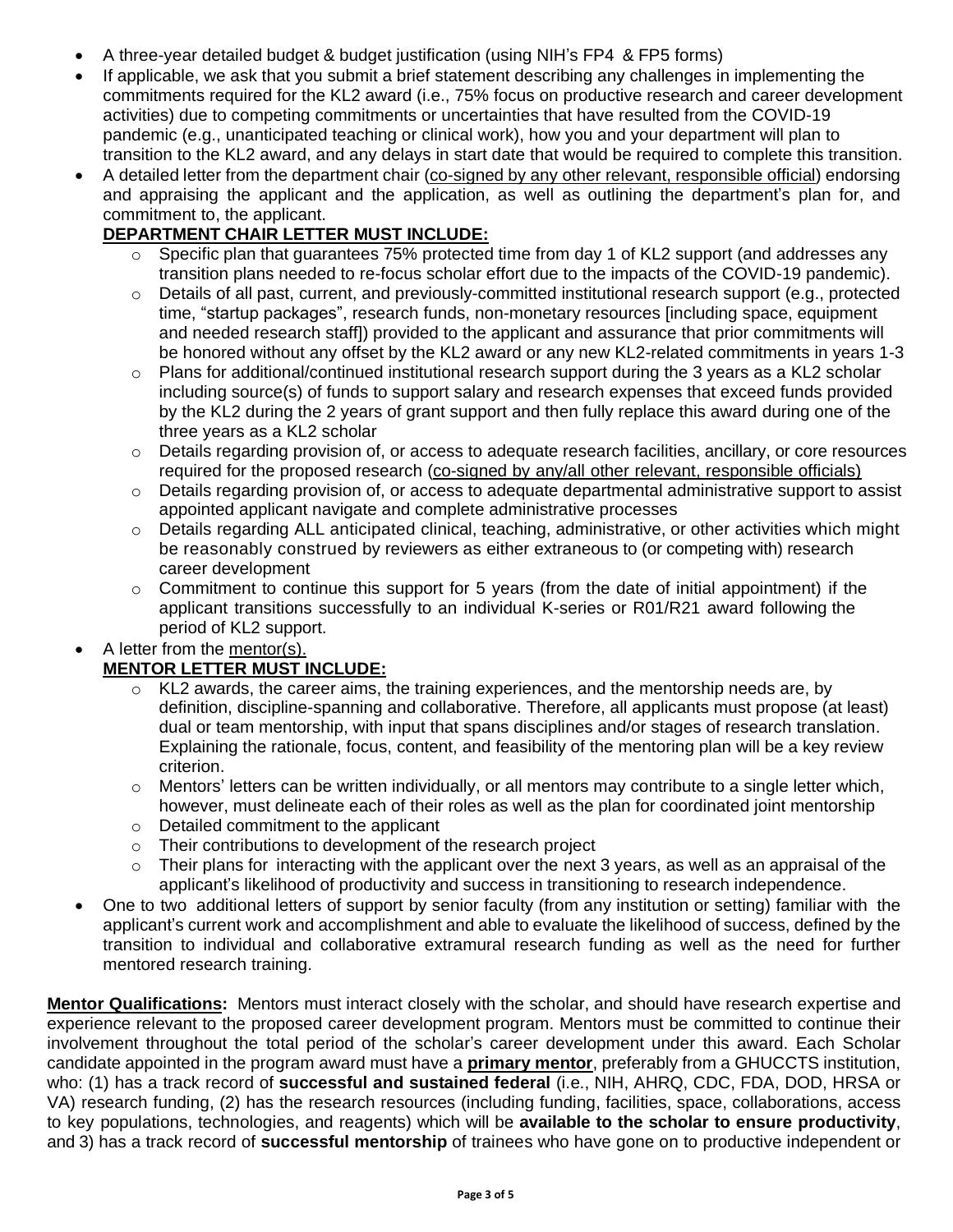- A three-year detailed budget & budget justification (using NIH's FP4 & FP5 forms)
- If applicable, we ask that you submit a brief statement describing any challenges in implementing the commitments required for the KL2 award (i.e., 75% focus on productive research and career development activities) due to competing commitments or uncertainties that have resulted from the COVID-19 pandemic (e.g., unanticipated teaching or clinical work), how you and your department will plan to transition to the KL2 award, and any delays in start date that would be required to complete this transition.
- A detailed letter from the department chair (<u>co-signed by any other relevant, responsible official</u>) endorsing and appraising the applicant and the application, as well as outlining the department's plan for, and commitment to, the applicant.

  **<u>DEPARTMENT CHAIR LETTER MUST INCLUDE:</u>**
  - Specific plan that guarantees 75% protected time from day 1 of KL2 support (and addresses any transition plans needed to re-focus scholar effort due to the impacts of the COVID-19 pandemic).
  - Details of all past, current, and previously-committed institutional research support (e.g., protected time, "startup packages", research funds, non-monetary resources [including space, equipment and needed research staff]) provided to the applicant and assurance that prior commitments will be honored without any offset by the KL2 award or any new KL2-related commitments in years 1-3
  - Plans for additional/continued institutional research support during the 3 years as a KL2 scholar including source(s) of funds to support salary and research expenses that exceed funds provided by the KL2 during the 2 years of grant support and then fully replace this award during one of the three years as a KL2 scholar
  - Details regarding provision of, or access to adequate research facilities, ancillary, or core resources required for the proposed research (<u>co-signed by any/all other relevant, responsible officials)</u>
  - Details regarding provision of, or access to adequate departmental administrative support to assist appointed applicant navigate and complete administrative processes
  - Details regarding ALL anticipated clinical, teaching, administrative, or other activities which might be reasonably construed by reviewers as either extraneous to (or competing with) research career development
  - Commitment to continue this support for 5 years (from the date of initial appointment) if the applicant transitions successfully to an individual K-series or R01/R21 award following the period of KL2 support.
- A letter from the <u>mentor(s).</u>

  **<u>MENTOR LETTER MUST INCLUDE:</u>**
  - KL2 awards, the career aims, the training experiences, and the mentorship needs are, by definition, discipline-spanning and collaborative. Therefore, all applicants must propose (at least) dual or team mentorship, with input that spans disciplines and/or stages of research translation. Explaining the rationale, focus, content, and feasibility of the mentoring plan will be a key review criterion.
  - Mentors' letters can be written individually, or all mentors may contribute to a single letter which, however, must delineate each of their roles as well as the plan for coordinated joint mentorship
  - Detailed commitment to the applicant
  - Their contributions to development of the research project
  - Their plans for interacting with the applicant over the next 3 years, as well as an appraisal of the applicant's likelihood of productivity and success in transitioning to research independence.
- One to two additional letters of support by senior faculty (from any institution or setting) familiar with the applicant's current work and accomplishment and able to evaluate the likelihood of success, defined by the transition to individual and collaborative extramural research funding as well as the need for further mentored research training.

**<u>Mentor Qualifications</u>:** Mentors must interact closely with the scholar, and should have research expertise and experience relevant to the proposed career development program. Mentors must be committed to continue their involvement throughout the total period of the scholar's career development under this award. Each Scholar candidate appointed in the program award must have a **<u>primary mentor</u>**, preferably from a GHUCCTS institution, who: (1) has a track record of **successful and sustained federal** (i.e., NIH, AHRQ, CDC, FDA, DOD, HRSA or VA) research funding, (2) has the research resources (including funding, facilities, space, collaborations, access to key populations, technologies, and reagents) which will be **available to the scholar to ensure productivity**, and 3) has a track record of **successful mentorship** of trainees who have gone on to productive independent or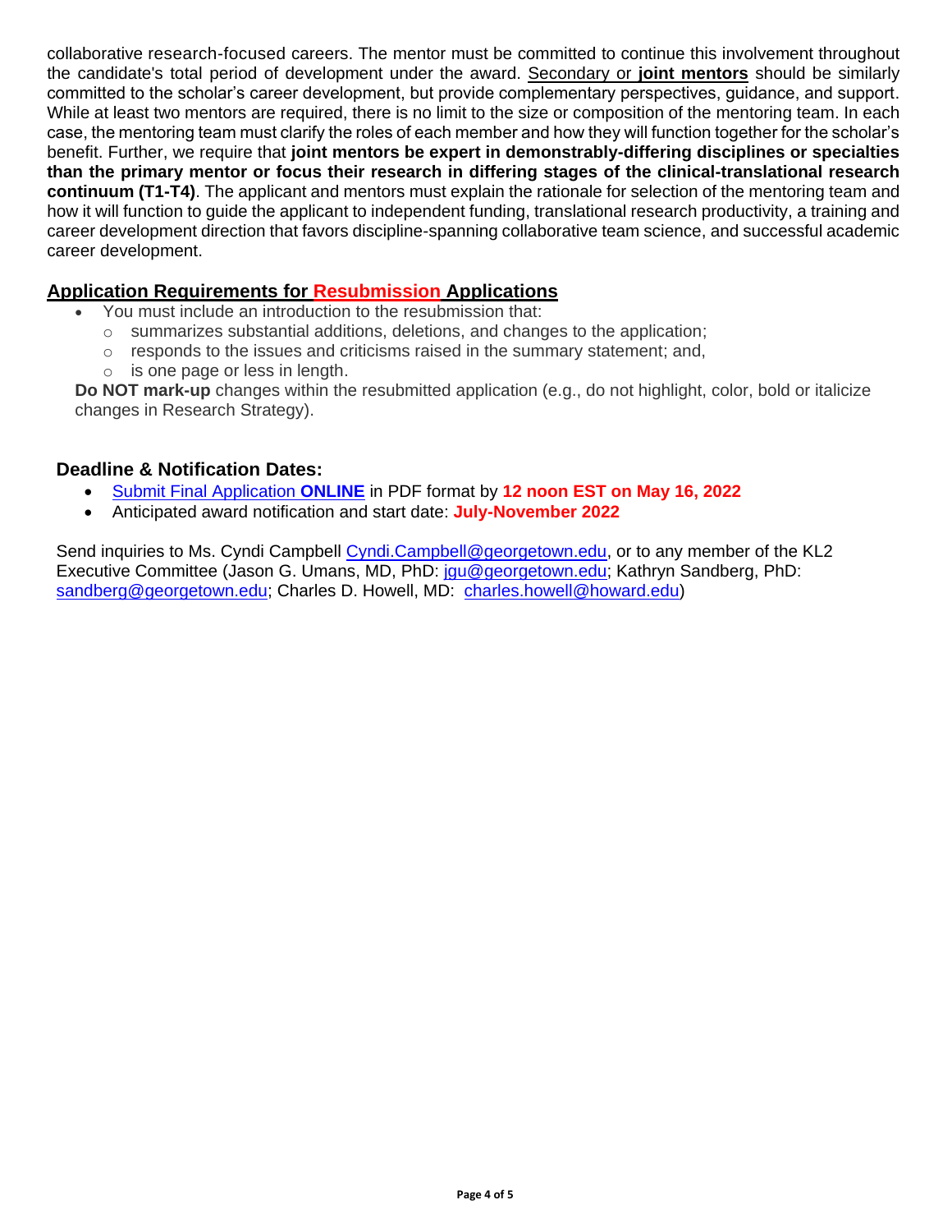collaborative research-focused careers. The mentor must be committed to continue this involvement throughout the candidate's total period of development under the award. Secondary or **joint mentors** should be similarly committed to the scholar's career development, but provide complementary perspectives, guidance, and support. While at least two mentors are required, there is no limit to the size or composition of the mentoring team. In each case, the mentoring team must clarify the roles of each member and how they will function together for the scholar's benefit. Further, we require that **joint mentors be expert in demonstrably-differing disciplines or specialties than the primary mentor or focus their research in differing stages of the clinical-translational research continuum (T1-T4)**. The applicant and mentors must explain the rationale for selection of the mentoring team and how it will function to guide the applicant to independent funding, translational research productivity, a training and career development direction that favors discipline-spanning collaborative team science, and successful academic career development.

## Application Requirements for Resubmission Applications

- You must include an introduction to the resubmission that:
  - summarizes substantial additions, deletions, and changes to the application;
  - responds to the issues and criticisms raised in the summary statement; and,
  - is one page or less in length.

**Do NOT mark-up** changes within the resubmitted application (e.g., do not highlight, color, bold or italicize changes in Research Strategy).

## Deadline & Notification Dates:

- Submit Final Application **ONLINE** in PDF format by **12 noon EST on May 16, 2022**
- Anticipated award notification and start date: **July-November 2022**

Send inquiries to Ms. Cyndi Campbell Cyndi.Campbell@georgetown.edu, or to any member of the KL2 Executive Committee (Jason G. Umans, MD, PhD: jgu@georgetown.edu; Kathryn Sandberg, PhD: sandberg@georgetown.edu; Charles D. Howell, MD: charles.howell@howard.edu)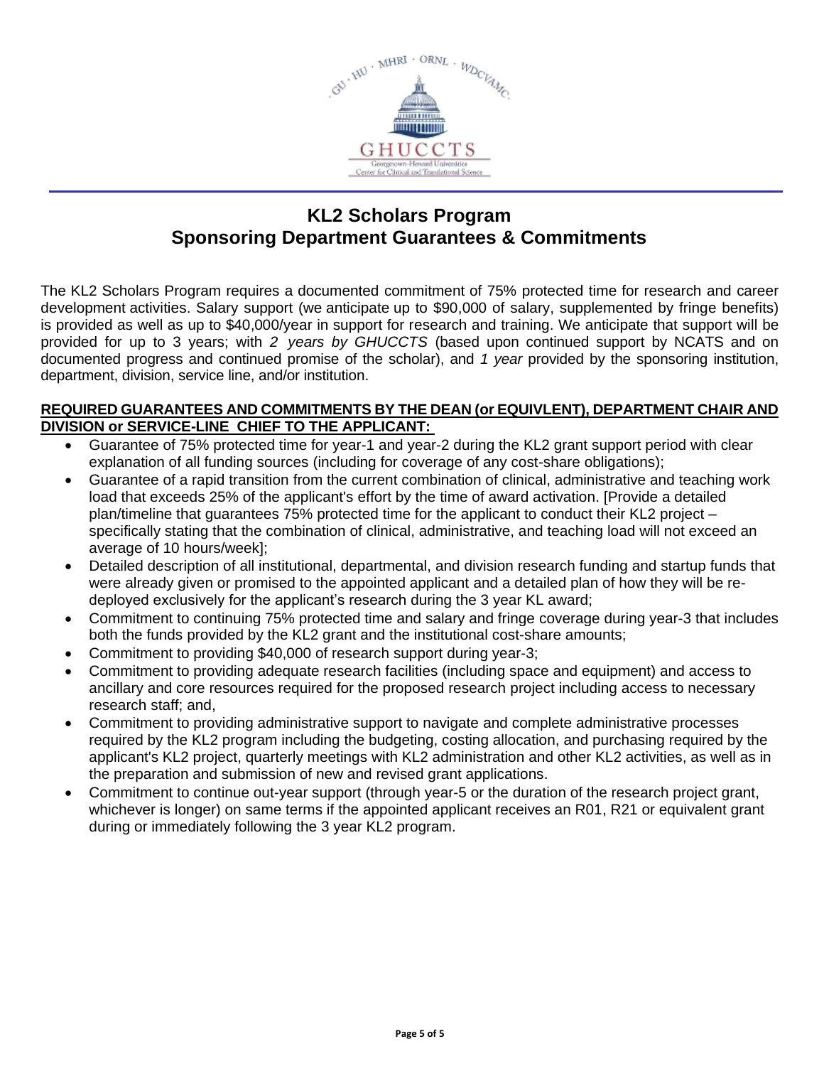# KL2 Scholars Program
# Sponsoring Department Guarantees & Commitments

The KL2 Scholars Program requires a documented commitment of 75% protected time for research and career development activities. Salary support (we anticipate up to $90,000 of salary, supplemented by fringe benefits) is provided as well as up to $40,000/year in support for research and training. We anticipate that support will be provided for up to 3 years; with *2 years by GHUCCTS* (based upon continued support by NCATS and on documented progress and continued promise of the scholar), and *1 year* provided by the sponsoring institution, department, division, service line, and/or institution.

**REQUIRED GUARANTEES AND COMMITMENTS BY THE DEAN (or EQUIVLENT), DEPARTMENT CHAIR AND DIVISION or SERVICE-LINE CHIEF TO THE APPLICANT:**

- Guarantee of 75% protected time for year-1 and year-2 during the KL2 grant support period with clear explanation of all funding sources (including for coverage of any cost-share obligations);
- Guarantee of a rapid transition from the current combination of clinical, administrative and teaching work load that exceeds 25% of the applicant's effort by the time of award activation. [Provide a detailed plan/timeline that guarantees 75% protected time for the applicant to conduct their KL2 project – specifically stating that the combination of clinical, administrative, and teaching load will not exceed an average of 10 hours/week];
- Detailed description of all institutional, departmental, and division research funding and startup funds that were already given or promised to the appointed applicant and a detailed plan of how they will be re-deployed exclusively for the applicant's research during the 3 year KL award;
- Commitment to continuing 75% protected time and salary and fringe coverage during year-3 that includes both the funds provided by the KL2 grant and the institutional cost-share amounts;
- Commitment to providing $40,000 of research support during year-3;
- Commitment to providing adequate research facilities (including space and equipment) and access to ancillary and core resources required for the proposed research project including access to necessary research staff; and,
- Commitment to providing administrative support to navigate and complete administrative processes required by the KL2 program including the budgeting, costing allocation, and purchasing required by the applicant's KL2 project, quarterly meetings with KL2 administration and other KL2 activities, as well as in the preparation and submission of new and revised grant applications.
- Commitment to continue out-year support (through year-5 or the duration of the research project grant, whichever is longer) on same terms if the appointed applicant receives an R01, R21 or equivalent grant during or immediately following the 3 year KL2 program.